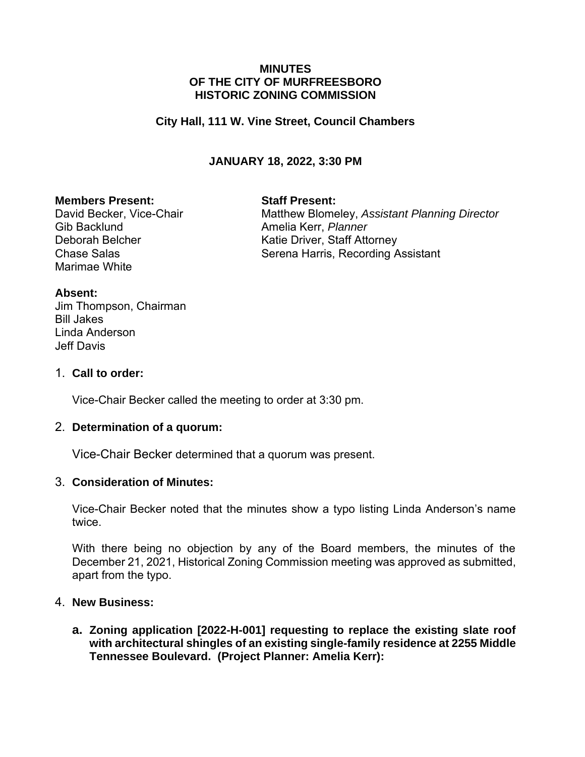# MINUTES
# OF THE CITY OF MURFREESBORO
# HISTORIC ZONING COMMISSION

**City Hall, 111 W. Vine Street, Council Chambers**

**JANUARY 18, 2022, 3:30 PM**

**Members Present:**
David Becker, Vice-Chair
Gib Backlund
Deborah Belcher
Chase Salas
Marimae White

**Staff Present:**
Matthew Blomeley, *Assistant Planning Director*
Amelia Kerr, *Planner*
Katie Driver, Staff Attorney
Serena Harris, Recording Assistant

**Absent:**
Jim Thompson, Chairman
Bill Jakes
Linda Anderson
Jeff Davis

1. **Call to order:**

   Vice-Chair Becker called the meeting to order at 3:30 pm.

2. **Determination of a quorum:**

   Vice-Chair Becker determined that a quorum was present.

3. **Consideration of Minutes:**

   Vice-Chair Becker noted that the minutes show a typo listing Linda Anderson's name twice.

   With there being no objection by any of the Board members, the minutes of the December 21, 2021, Historical Zoning Commission meeting was approved as submitted, apart from the typo.

4. **New Business:**

   **a. Zoning application [2022-H-001] requesting to replace the existing slate roof with architectural shingles of an existing single-family residence at 2255 Middle Tennessee Boulevard. (Project Planner: Amelia Kerr):**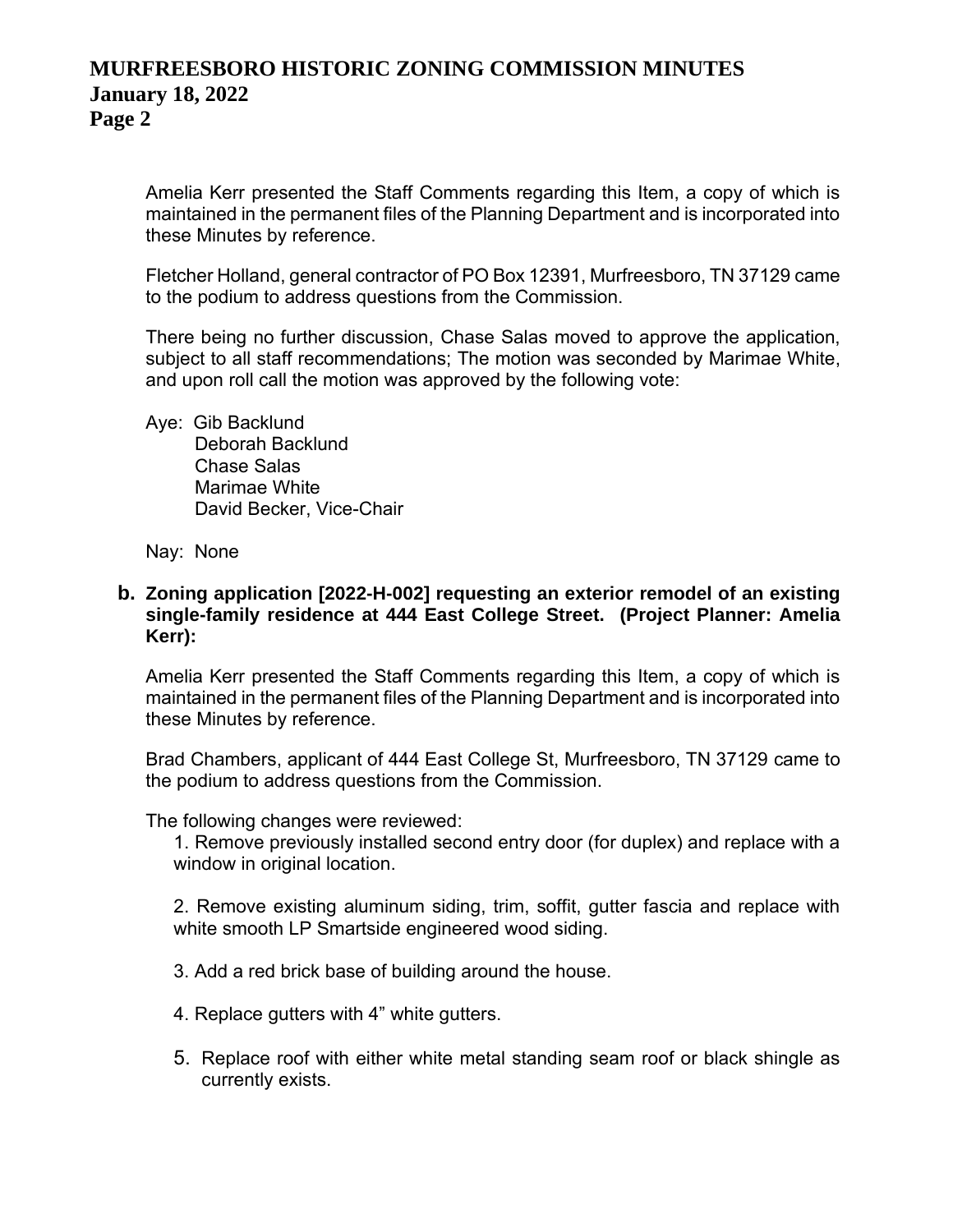Amelia Kerr presented the Staff Comments regarding this Item, a copy of which is maintained in the permanent files of the Planning Department and is incorporated into these Minutes by reference.

Fletcher Holland, general contractor of PO Box 12391, Murfreesboro, TN 37129 came to the podium to address questions from the Commission.

There being no further discussion, Chase Salas moved to approve the application, subject to all staff recommendations; The motion was seconded by Marimae White, and upon roll call the motion was approved by the following vote:

Aye: Gib Backlund
Deborah Backlund
Chase Salas
Marimae White
David Becker, Vice-Chair

Nay: None

**b. Zoning application [2022-H-002] requesting an exterior remodel of an existing single-family residence at 444 East College Street. (Project Planner: Amelia Kerr):**

Amelia Kerr presented the Staff Comments regarding this Item, a copy of which is maintained in the permanent files of the Planning Department and is incorporated into these Minutes by reference.

Brad Chambers, applicant of 444 East College St, Murfreesboro, TN 37129 came to the podium to address questions from the Commission.

The following changes were reviewed:

1. Remove previously installed second entry door (for duplex) and replace with a window in original location.

2. Remove existing aluminum siding, trim, soffit, gutter fascia and replace with white smooth LP Smartside engineered wood siding.

3. Add a red brick base of building around the house.

4. Replace gutters with 4” white gutters.

5. Replace roof with either white metal standing seam roof or black shingle as currently exists.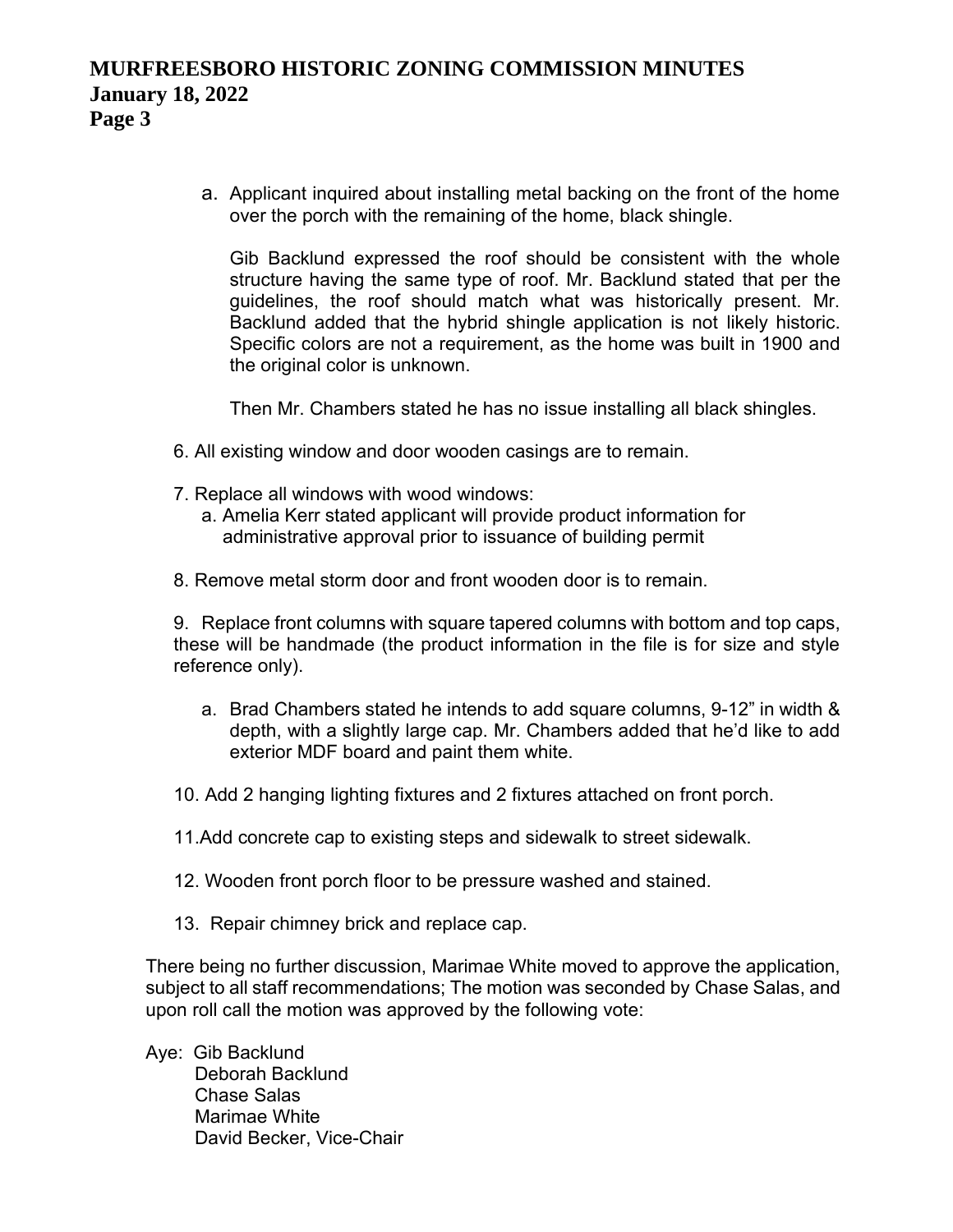a. Applicant inquired about installing metal backing on the front of the home over the porch with the remaining of the home, black shingle.

   Gib Backlund expressed the roof should be consistent with the whole structure having the same type of roof. Mr. Backlund stated that per the guidelines, the roof should match what was historically present. Mr. Backlund added that the hybrid shingle application is not likely historic. Specific colors are not a requirement, as the home was built in 1900 and the original color is unknown.

   Then Mr. Chambers stated he has no issue installing all black shingles.

6. All existing window and door wooden casings are to remain.

7. Replace all windows with wood windows:
   a. Amelia Kerr stated applicant will provide product information for administrative approval prior to issuance of building permit

8. Remove metal storm door and front wooden door is to remain.

9. Replace front columns with square tapered columns with bottom and top caps, these will be handmade (the product information in the file is for size and style reference only).

   a. Brad Chambers stated he intends to add square columns, 9-12" in width & depth, with a slightly large cap. Mr. Chambers added that he'd like to add exterior MDF board and paint them white.

10. Add 2 hanging lighting fixtures and 2 fixtures attached on front porch.

11. Add concrete cap to existing steps and sidewalk to street sidewalk.

12. Wooden front porch floor to be pressure washed and stained.

13. Repair chimney brick and replace cap.

There being no further discussion, Marimae White moved to approve the application, subject to all staff recommendations; The motion was seconded by Chase Salas, and upon roll call the motion was approved by the following vote:

Aye: Gib Backlund
Deborah Backlund
Chase Salas
Marimae White
David Becker, Vice-Chair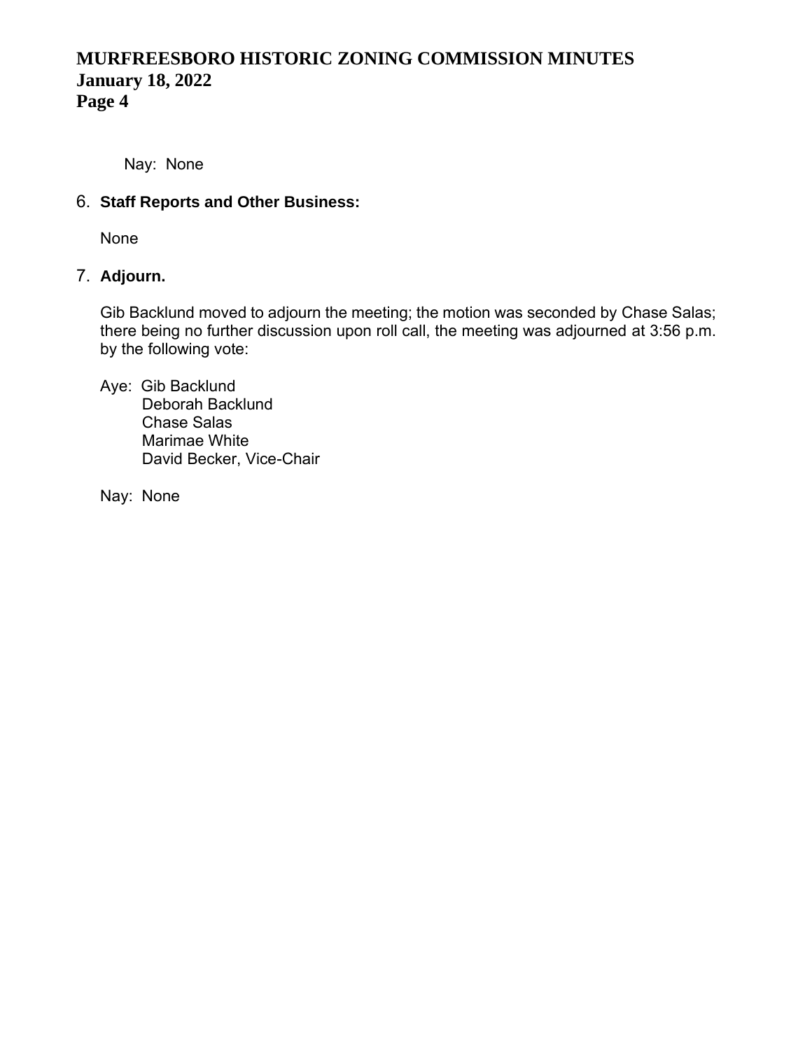Nay: None

6. **Staff Reports and Other Business:**

   None

7. **Adjourn.**

   Gib Backlund moved to adjourn the meeting; the motion was seconded by Chase Salas; there being no further discussion upon roll call, the meeting was adjourned at 3:56 p.m. by the following vote:

   Aye: Gib Backlund
   Deborah Backlund
   Chase Salas
   Marimae White
   David Becker, Vice-Chair

   Nay: None